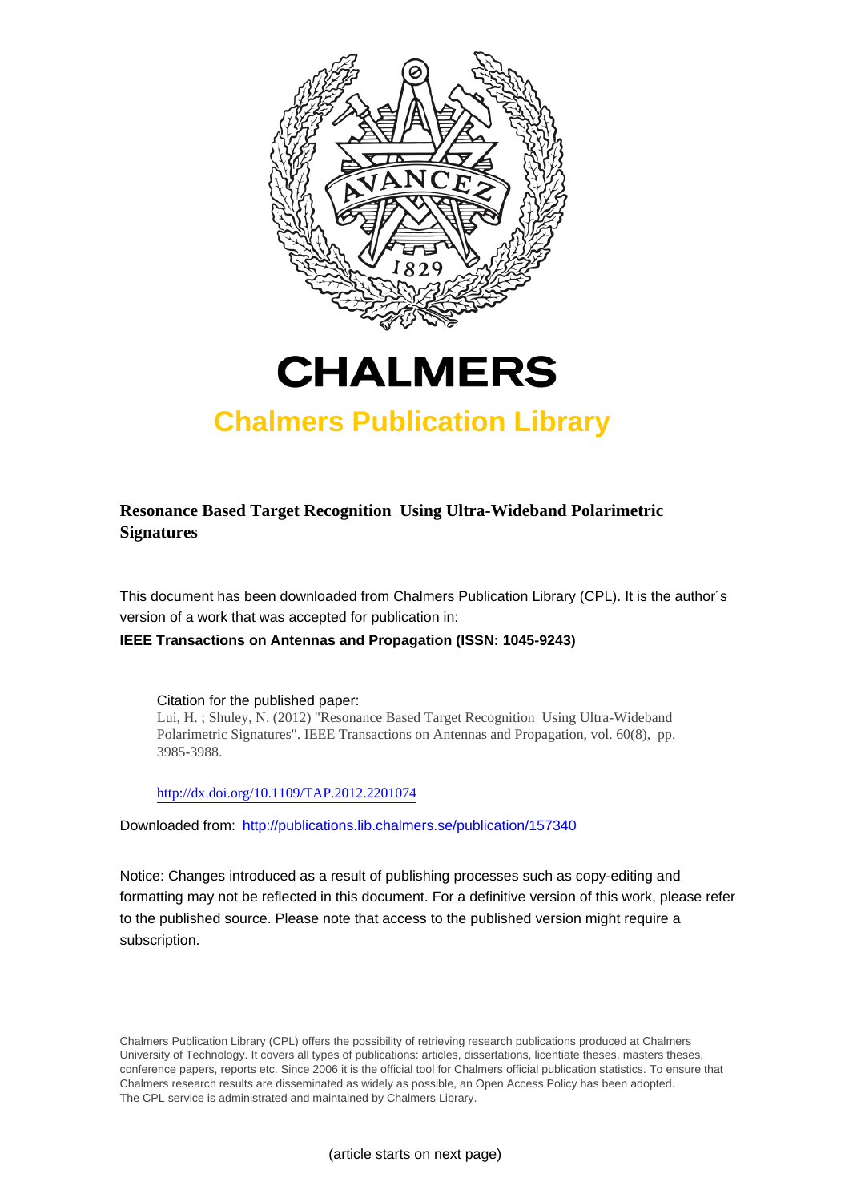# CHALMERS

## Chalmers Publication Library

**Resonance Based Target Recognition Using Ultra-Wideband Polarimetric Signatures**

This document has been downloaded from Chalmers Publication Library (CPL). It is the author´s version of a work that was accepted for publication in:

**IEEE Transactions on Antennas and Propagation (ISSN: 1045-9243)**

Citation for the published paper:
Lui, H. ; Shuley, N. (2012) "Resonance Based Target Recognition Using Ultra-Wideband Polarimetric Signatures". IEEE Transactions on Antennas and Propagation, vol. 60(8), pp. 3985-3988.

http://dx.doi.org/10.1109/TAP.2012.2201074

Downloaded from: http://publications.lib.chalmers.se/publication/157340

Notice: Changes introduced as a result of publishing processes such as copy-editing and formatting may not be reflected in this document. For a definitive version of this work, please refer to the published source. Please note that access to the published version might require a subscription.

Chalmers Publication Library (CPL) offers the possibility of retrieving research publications produced at Chalmers University of Technology. It covers all types of publications: articles, dissertations, licentiate theses, masters theses, conference papers, reports etc. Since 2006 it is the official tool for Chalmers official publication statistics. To ensure that Chalmers research results are disseminated as widely as possible, an Open Access Policy has been adopted. The CPL service is administrated and maintained by Chalmers Library.

(article starts on next page)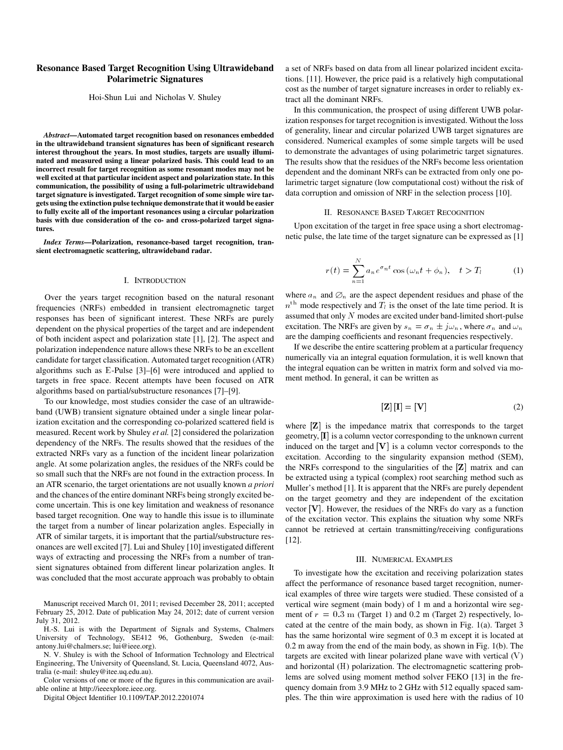# Resonance Based Target Recognition Using Ultrawideband Polarimetric Signatures

Hoi-Shun Lui and Nicholas V. Shuley

***Abstract*—Automated target recognition based on resonances embedded in the ultrawideband transient signatures has been of significant research interest throughout the years. In most studies, targets are usually illuminated and measured using a linear polarized basis. This could lead to an incorrect result for target recognition as some resonant modes may not be well excited at that particular incident aspect and polarization state. In this communication, the possibility of using a full-polarimetric ultrawideband target signature is investigated. Target recognition of some simple wire targets using the extinction pulse technique demonstrate that it would be easier to fully excite all of the important resonances using a circular polarization basis with due consideration of the co- and cross-polarized target signatures.**

***Index Terms*—Polarization, resonance-based target recognition, transient electromagnetic scattering, ultrawideband radar.**

## I. Introduction

Over the years target recognition based on the natural resonant frequencies (NRFs) embedded in transient electromagnetic target responses has been of significant interest. These NRFs are purely dependent on the physical properties of the target and are independent of both incident aspect and polarization state [1], [2]. The aspect and polarization independence nature allows these NRFs to be an excellent candidate for target classification. Automated target recognition (ATR) algorithms such as E-Pulse [3]–[6] were introduced and applied to targets in free space. Recent attempts have been focused on ATR algorithms based on partial/substructure resonances [7]–[9].

To our knowledge, most studies consider the case of an ultrawideband (UWB) transient signature obtained under a single linear polarization excitation and the corresponding co-polarized scattered field is measured. Recent work by Shuley *et al.* [2] considered the polarization dependency of the NRFs. The results showed that the residues of the extracted NRFs vary as a function of the incident linear polarization angle. At some polarization angles, the residues of the NRFs could be so small such that the NRFs are not found in the extraction process. In an ATR scenario, the target orientations are not usually known *a priori* and the chances of the entire dominant NRFs being strongly excited become uncertain. This is one key limitation and weakness of resonance based target recognition. One way to handle this issue is to illuminate the target from a number of linear polarization angles. Especially in ATR of similar targets, it is important that the partial/substructure resonances are well excited [7]. Lui and Shuley [10] investigated different ways of extracting and processing the NRFs from a number of transient signatures obtained from different linear polarization angles. It was concluded that the most accurate approach was probably to obtain a set of NRFs based on data from all linear polarized incident excitations. [11]. However, the price paid is a relatively high computational cost as the number of target signature increases in order to reliably extract all the dominant NRFs.

In this communication, the prospect of using different UWB polarization responses for target recognition is investigated. Without the loss of generality, linear and circular polarized UWB target signatures are considered. Numerical examples of some simple targets will be used to demonstrate the advantages of using polarimetric target signatures. The results show that the residues of the NRFs become less orientation dependent and the dominant NRFs can be extracted from only one polarimetric target signature (low computational cost) without the risk of data corruption and omission of NRF in the selection process [10].

## II. Resonance Based Target Recognition

Upon excitation of the target in free space using a short electromagnetic pulse, the late time of the target signature can be expressed as [1]

$$r(t) = \sum_{n=1}^{N} a_n e^{\sigma_n t} \cos(\omega_n t + \phi_n), \quad t > T_l \tag{1}$$

where $a_n$ and $\varnothing_n$ are the aspect dependent residues and phase of the $n^{\text{th}}$ mode respectively and $T_l$ is the onset of the late time period. It is assumed that only $N$ modes are excited under band-limited short-pulse excitation. The NRFs are given by $s_n = \sigma_n \pm j\omega_n$, where $\sigma_n$ and $\omega_n$ are the damping coefficients and resonant frequencies respectively.

If we describe the entire scattering problem at a particular frequency numerically via an integral equation formulation, it is well known that the integral equation can be written in matrix form and solved via moment method. In general, it can be written as

$$[\mathbf{Z}]\,[\mathbf{I}] = [\mathbf{V}] \tag{2}$$

where $[\mathbf{Z}]$ is the impedance matrix that corresponds to the target geometry, $[\mathbf{I}]$ is a column vector corresponding to the unknown current induced on the target and $[\mathbf{V}]$ is a column vector corresponds to the excitation. According to the singularity expansion method (SEM), the NRFs correspond to the singularities of the $[\mathbf{Z}]$ matrix and can be extracted using a typical (complex) root searching method such as Muller's method [1]. It is apparent that the NRFs are purely dependent on the target geometry and they are independent of the excitation vector $[\mathbf{V}]$. However, the residues of the NRFs do vary as a function of the excitation vector. This explains the situation why some NRFs cannot be retrieved at certain transmitting/receiving configurations [12].

## III. Numerical Examples

To investigate how the excitation and receiving polarization states affect the performance of resonance based target recognition, numerical examples of three wire targets were studied. These consisted of a vertical wire segment (main body) of 1 m and a horizontal wire segment of $r = 0.3$ m (Target 1) and 0.2 m (Target 2) respectively, located at the centre of the main body, as shown in Fig. 1(a). Target 3 has the same horizontal wire segment of 0.3 m except it is located at 0.2 m away from the end of the main body, as shown in Fig. 1(b). The targets are excited with linear polarized plane wave with vertical (V) and horizontal (H) polarization. The electromagnetic scattering problems are solved using moment method solver FEKO [13] in the frequency domain from 3.9 MHz to 2 GHz with 512 equally spaced samples. The thin wire approximation is used here with the radius of 10

Manuscript received March 01, 2011; revised December 28, 2011; accepted February 25, 2012. Date of publication May 24, 2012; date of current version July 31, 2012.

H.-S. Lui is with the Department of Signals and Systems, Chalmers University of Technology, SE412 96, Gothenburg, Sweden (e-mail: antony.lui@chalmers.se; lui@ieee.org).

N. V. Shuley is with the School of Information Technology and Electrical Engineering, The University of Queensland, St. Lucia, Queensland 4072, Australia (e-mail: shuley@itee.uq.edu.au).

Color versions of one or more of the figures in this communication are available online at http://ieeexplore.ieee.org.

Digital Object Identifier 10.1109/TAP.2012.2201074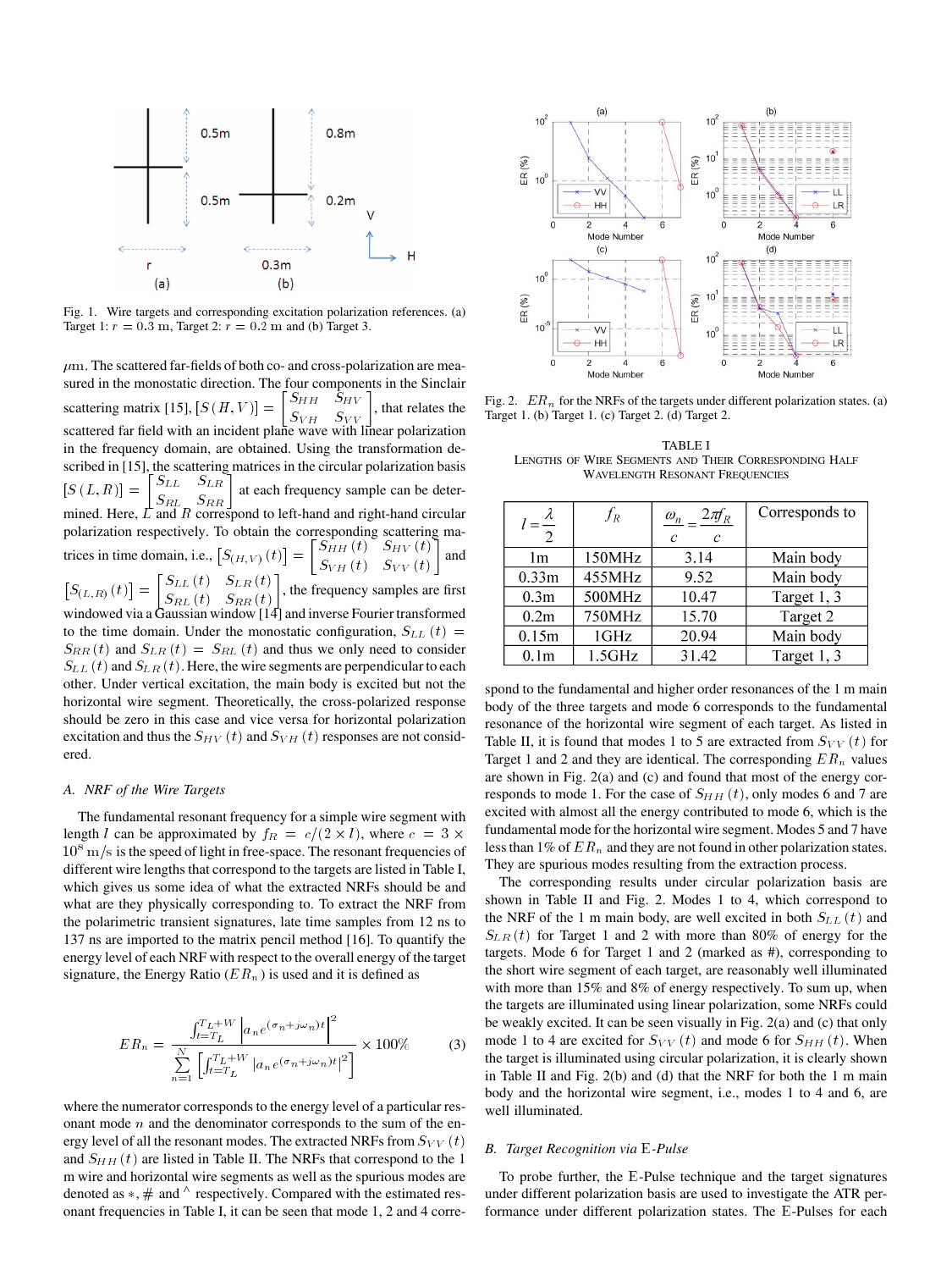Fig. 1. Wire targets and corresponding excitation polarization references. (a) Target 1: $r = 0.3$ m, Target 2: $r = 0.2$ m and (b) Target 3.

$\mu$m. The scattered far-fields of both co- and cross-polarization are measured in the monostatic direction. The four components in the Sinclair scattering matrix [15], $[S(H,V)] = \begin{bmatrix} S_{HH} & S_{HV} \\ S_{VH} & S_{VV} \end{bmatrix}$, that relates the scattered far field with an incident plane wave with linear polarization in the frequency domain, are obtained. Using the transformation described in [15], the scattering matrices in the circular polarization basis $[S(L,R)] = \begin{bmatrix} S_{LL} & S_{LR} \\ S_{RL} & S_{RR} \end{bmatrix}$ at each frequency sample can be determined. Here, $L$ and $R$ correspond to left-hand and right-hand circular polarization respectively. To obtain the corresponding scattering matrices in time domain, i.e., $\left[S_{(H,V)}(t)\right] = \begin{bmatrix} S_{HH}(t) & S_{HV}(t) \\ S_{VH}(t) & S_{VV}(t) \end{bmatrix}$ and $\left[S_{(L,R)}(t)\right] = \begin{bmatrix} S_{LL}(t) & S_{LR}(t) \\ S_{RL}(t) & S_{RR}(t) \end{bmatrix}$, the frequency samples are first windowed via a Gaussian window [14] and inverse Fourier transformed to the time domain. Under the monostatic configuration, $S_{LL}(t) = S_{RR}(t)$ and $S_{LR}(t) = S_{RL}(t)$ and thus we only need to consider $S_{LL}(t)$ and $S_{LR}(t)$. Here, the wire segments are perpendicular to each other. Under vertical excitation, the main body is excited but not the horizontal wire segment. Theoretically, the cross-polarized response should be zero in this case and vice versa for horizontal polarization excitation and thus the $S_{HV}(t)$ and $S_{VH}(t)$ responses are not considered.

### A. NRF of the Wire Targets

The fundamental resonant frequency for a simple wire segment with length $l$ can be approximated by $f_R = c/(2 \times l)$, where $c = 3 \times 10^8$ m/s is the speed of light in free-space. The resonant frequencies of different wire lengths that correspond to the targets are listed in Table I, which gives us some idea of what the extracted NRFs should be and what are they physically corresponding to. To extract the NRF from the polarimetric transient signatures, late time samples from 12 ns to 137 ns are imported to the matrix pencil method [16]. To quantify the energy level of each NRF with respect to the overall energy of the target signature, the Energy Ratio ($ER_n$) is used and it is defined as

$$ER_n = \frac{\int_{t=T_L}^{T_L+W} \left| a_n e^{(\sigma_n + j\omega_n)t} \right|^2}{\sum_{n=1}^{N} \left[ \int_{t=T_L}^{T_L+W} \left| a_n e^{(\sigma_n + j\omega_n)t} \right|^2 \right]} \times 100\% \tag{3}$$

where the numerator corresponds to the energy level of a particular resonant mode $n$ and the denominator corresponds to the sum of the energy level of all the resonant modes. The extracted NRFs from $S_{VV}(t)$ and $S_{HH}(t)$ are listed in Table II. The NRFs that correspond to the 1 m wire and horizontal wire segments as well as the spurious modes are denoted as $*$, # and ^ respectively. Compared with the estimated resonant frequencies in Table I, it can be seen that mode 1, 2 and 4 correspond to the fundamental and higher order resonances of the 1 m main body of the three targets and mode 6 corresponds to the fundamental resonance of the horizontal wire segment of each target. As listed in Table II, it is found that modes 1 to 5 are extracted from $S_{VV}(t)$ for Target 1 and 2 and they are identical. The corresponding $ER_n$ values are shown in Fig. 2(a) and (c) and found that most of the energy corresponds to mode 1. For the case of $S_{HH}(t)$, only modes 6 and 7 are excited with almost all the energy contributed to mode 6, which is the fundamental mode for the horizontal wire segment. Modes 5 and 7 have less than 1% of $ER_n$ and they are not found in other polarization states. They are spurious modes resulting from the extraction process.

Fig. 2. $ER_n$ for the NRFs of the targets under different polarization states. (a) Target 1. (b) Target 1. (c) Target 2. (d) Target 2.

TABLE I
Lengths of Wire Segments and Their Corresponding Half Wavelength Resonant Frequencies

| $l = \dfrac{\lambda}{2}$ | $f_R$ | $\dfrac{\omega_n}{c} = \dfrac{2\pi f_R}{c}$ | Corresponds to |
|---|---|---|---|
| 1m | 150MHz | 3.14 | Main body |
| 0.33m | 455MHz | 9.52 | Main body |
| 0.3m | 500MHz | 10.47 | Target 1, 3 |
| 0.2m | 750MHz | 15.70 | Target 2 |
| 0.15m | 1GHz | 20.94 | Main body |
| 0.1m | 1.5GHz | 31.42 | Target 1, 3 |

The corresponding results under circular polarization basis are shown in Table II and Fig. 2. Modes 1 to 4, which correspond to the NRF of the 1 m main body, are well excited in both $S_{LL}(t)$ and $S_{LR}(t)$ for Target 1 and 2 with more than 80% of energy for the targets. Mode 6 for Target 1 and 2 (marked as #), corresponding to the short wire segment of each target, are reasonably well illuminated with more than 15% and 8% of energy respectively. To sum up, when the targets are illuminated using linear polarization, some NRFs could be weakly excited. It can be seen visually in Fig. 2(a) and (c) that only mode 1 to 4 are excited for $S_{VV}(t)$ and mode 6 for $S_{HH}(t)$. When the target is illuminated using circular polarization, it is clearly shown in Table II and Fig. 2(b) and (d) that the NRF for both the 1 m main body and the horizontal wire segment, i.e., modes 1 to 4 and 6, are well illuminated.

### B. Target Recognition via E-Pulse

To probe further, the E-Pulse technique and the target signatures under different polarization basis are used to investigate the ATR performance under different polarization states. The E-Pulses for each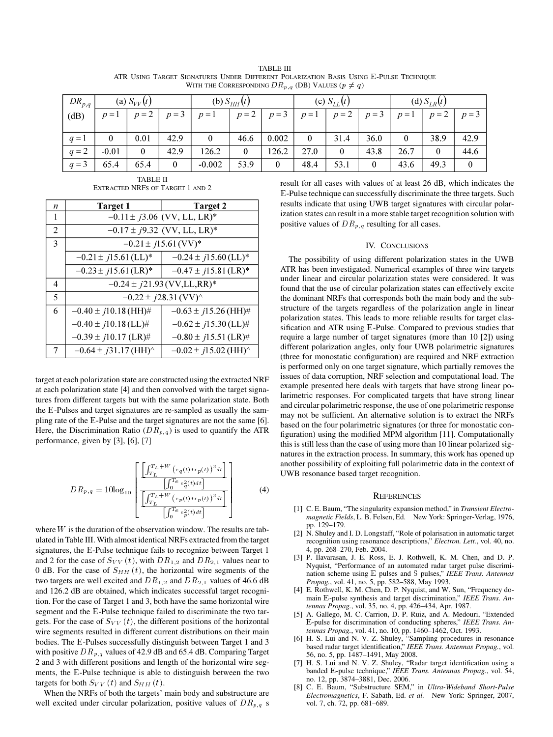TABLE III
ATR Using Target Signatures Under Different Polarization Basis Using E-Pulse Technique With the Corresponding $DR_{p,q}$ (dB) Values ($p \neq q$)

| $DR_{p,q}$ (dB) | (a) $S_{VV}(t)$ | | | (b) $S_{HH}(t)$ | | | (c) $S_{LL}(t)$ | | | (d) $S_{LR}(t)$ | | |
|---|---|---|---|---|---|---|---|---|---|---|---|---|
| | $p=1$ | $p=2$ | $p=3$ | $p=1$ | $p=2$ | $p=3$ | $p=1$ | $p=2$ | $p=3$ | $p=1$ | $p=2$ | $p=3$ |
| $q=1$ | 0 | 0.01 | 42.9 | 0 | 46.6 | 0.002 | 0 | 31.4 | 36.0 | 0 | 38.9 | 42.9 |
| $q=2$ | -0.01 | 0 | 42.9 | 126.2 | 0 | 126.2 | 27.0 | 0 | 43.8 | 26.7 | 0 | 44.6 |
| $q=3$ | 65.4 | 65.4 | 0 | -0.002 | 53.9 | 0 | 48.4 | 53.1 | 0 | 43.6 | 49.3 | 0 |

TABLE II
Extracted NRFs of Target 1 and 2

| $n$ | Target 1 | Target 2 |
|---|---|---|
| 1 | $-0.11 \pm j3.06$ (VV, LL, LR)* | |
| 2 | $-0.17 \pm j9.32$ (VV, LL, LR)* | |
| 3 | $-0.21 \pm j15.61$ (VV)* | |
| | $-0.21 \pm j15.61$ (LL)* | $-0.24 \pm j15.60$ (LL)* |
| | $-0.23 \pm j15.61$ (LR)* | $-0.47 \pm j15.81$ (LR)* |
| 4 | $-0.24 \pm j21.93$ (VV,LL,RR)* | |
| 5 | $-0.22 \pm j28.31$ (VV)^ | |
| 6 | $-0.40 \pm j10.18$ (HH)# | $-0.63 \pm j15.26$ (HH)# |
| | $-0.40 \pm j10.18$ (LL)# | $-0.62 \pm j15.30$ (LL)# |
| | $-0.39 \pm j10.17$ (LR)# | $-0.80 \pm j15.51$ (LR)# |
| 7 | $-0.64 \pm j31.17$ (HH)^ | $-0.02 \pm j15.02$ (HH)^ |

target at each polarization state are constructed using the extracted NRF at each polarization state [4] and then convolved with the target signatures from different targets but with the same polarization state. Both the E-Pulses and target signatures are re-sampled as usually the sampling rate of the E-Pulse and the target signatures are not the same [6]. Here, the Discrimination Ratio ($DR_{p,q}$) is used to quantify the ATR performance, given by [3], [6], [7]

$$DR_{p,q} = 10\log_{10}\left[\frac{\dfrac{\left[\int_{T_L}^{T_L+W}\left(e_q(t)*r_p(t)\right)^2 dt\right]}{\left[\int_0^{T_e} e_q^2(t)dt\right]}}{\dfrac{\left[\int_{T_L}^{T_L+W}\left(e_p(t)*r_p(t)\right)^2 dt\right]}{\left[\int_0^{T_e} e_p^2(t)dt\right]}}\right] \tag{4}$$

where $W$ is the duration of the observation window. The results are tabulated in Table III. With almost identical NRFs extracted from the target signatures, the E-Pulse technique fails to recognize between Target 1 and 2 for the case of $S_{VV}(t)$, with $DR_{1,2}$ and $DR_{2,1}$ values near to 0 dB. For the case of $S_{HH}(t)$, the horizontal wire segments of the two targets are well excited and $DR_{1,2}$ and $DR_{2,1}$ values of 46.6 dB and 126.2 dB are obtained, which indicates successful target recognition. For the case of Target 1 and 3, both have the same horizontal wire segment and the E-Pulse technique failed to discriminate the two targets. For the case of $S_{VV}(t)$, the different positions of the horizontal wire segments resulted in different current distributions on their main bodies. The E-Pulses successfully distinguish between Target 1 and 3 with positive $DR_{p,q}$ values of 42.9 dB and 65.4 dB. Comparing Target 2 and 3 with different positions and length of the horizontal wire segments, the E-Pulse technique is able to distinguish between the two targets for both $S_{VV}(t)$ and $S_{HH}(t)$.

When the NRFs of both the targets' main body and substructure are well excited under circular polarization, positive values of $DR_{p,q}$ s result for all cases with values of at least 26 dB, which indicates the E-Pulse technique can successfully discriminate the three targets. Such results indicate that using UWB target signatures with circular polarization states can result in a more stable target recognition solution with positive values of $DR_{p,q}$ resulting for all cases.

## IV. Conclusions

The possibility of using different polarization states in the UWB ATR has been investigated. Numerical examples of three wire targets under linear and circular polarization states were considered. It was found that the use of circular polarization states can effectively excite the dominant NRFs that corresponds both the main body and the substructure of the targets regardless of the polarization angle in linear polarization states. This leads to more reliable results for target classification and ATR using E-Pulse. Compared to previous studies that require a large number of target signatures (more than 10 [2]) using different polarization angles, only four UWB polarimetric signatures (three for monostatic configuration) are required and NRF extraction is performed only on one target signature, which partially removes the issues of data corruption, NRF selection and computational load. The example presented here deals with targets that have strong linear polarimetric responses. For complicated targets that have strong linear and circular polarimetric response, the use of one polarimetric response may not be sufficient. An alternative solution is to extract the NRFs based on the four polarimetric signatures (or three for monostatic configuration) using the modified MPM algorithm [11]. Computationally this is still less than the case of using more than 10 linear polarized signatures in the extraction process. In summary, this work has opened up another possibility of exploiting full polarimetric data in the context of UWB resonance based target recognition.

## References

[1] C. E. Baum, "The singularity expansion method," in *Transient Electromagnetic Fields*, L. B. Felsen, Ed. New York: Springer-Verlag, 1976, pp. 129–179.

[2] N. Shuley and I. D. Longstaff, "Role of polarisation in automatic target recognition using resonance descriptions," *Electron. Lett.*, vol. 40, no. 4, pp. 268–270, Feb. 2004.

[3] P. Ilavarasan, J. E. Ross, E. J. Rothwell, K. M. Chen, and D. P. Nyquist, "Performance of an automated radar target pulse discrimination scheme using E pulses and S pulses," *IEEE Trans. Antennas Propag.*, vol. 41, no. 5, pp. 582–588, May 1993.

[4] E. Rothwell, K. M. Chen, D. P. Nyquist, and W. Sun, "Frequency domain E-pulse synthesis and target discrimination," *IEEE Trans. Antennas Propag.*, vol. 35, no. 4, pp. 426–434, Apr. 1987.

[5] A. Gallego, M. C. Carrion, D. P. Ruiz, and A. Medouri, "Extended E-pulse for discrimination of conducting spheres," *IEEE Trans. Antennas Propag.*, vol. 41, no. 10, pp. 1460–1462, Oct. 1993.

[6] H. S. Lui and N. V. Z. Shuley, "Sampling procedures in resonance based radar target identification," *IEEE Trans. Antennas Propag.*, vol. 56, no. 5, pp. 1487–1491, May 2008.

[7] H. S. Lui and N. V. Z. Shuley, "Radar target identification using a banded E-pulse technique," *IEEE Trans. Antennas Propag.*, vol. 54, no. 12, pp. 3874–3881, Dec. 2006.

[8] C. E. Baum, "Substructure SEM," in *Ultra-Wideband Short-Pulse Electromagnetics*, F. Sabath, Ed. *et al.* New York: Springer, 2007, vol. 7, ch. 72, pp. 681–689.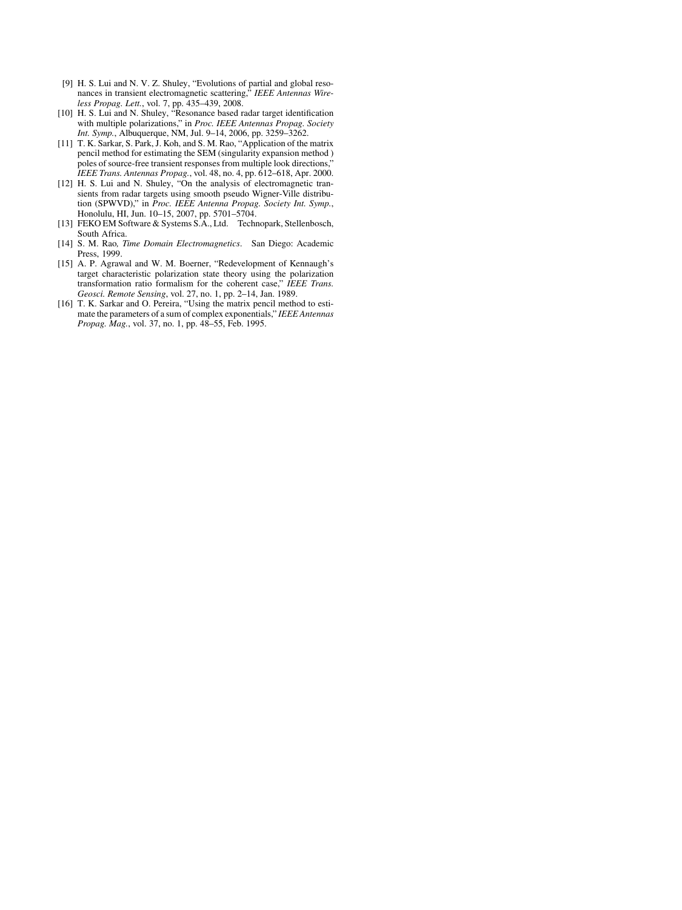[9] H. S. Lui and N. V. Z. Shuley, "Evolutions of partial and global resonances in transient electromagnetic scattering," *IEEE Antennas Wireless Propag. Lett.*, vol. 7, pp. 435–439, 2008.

[10] H. S. Lui and N. Shuley, "Resonance based radar target identification with multiple polarizations," in *Proc. IEEE Antennas Propag. Society Int. Symp.*, Albuquerque, NM, Jul. 9–14, 2006, pp. 3259–3262.

[11] T. K. Sarkar, S. Park, J. Koh, and S. M. Rao, "Application of the matrix pencil method for estimating the SEM (singularity expansion method ) poles of source-free transient responses from multiple look directions," *IEEE Trans. Antennas Propag.*, vol. 48, no. 4, pp. 612–618, Apr. 2000.

[12] H. S. Lui and N. Shuley, "On the analysis of electromagnetic transients from radar targets using smooth pseudo Wigner-Ville distribution (SPWVD)," in *Proc. IEEE Antenna Propag. Society Int. Symp.*, Honolulu, HI, Jun. 10–15, 2007, pp. 5701–5704.

[13] FEKO EM Software & Systems S.A., Ltd. Technopark, Stellenbosch, South Africa.

[14] S. M. Rao*, Time Domain Electromagnetics*. San Diego: Academic Press, 1999.

[15] A. P. Agrawal and W. M. Boerner, "Redevelopment of Kennaugh's target characteristic polarization state theory using the polarization transformation ratio formalism for the coherent case," *IEEE Trans. Geosci. Remote Sensing*, vol. 27, no. 1, pp. 2–14, Jan. 1989.

[16] T. K. Sarkar and O. Pereira, "Using the matrix pencil method to estimate the parameters of a sum of complex exponentials," *IEEE Antennas Propag. Mag.*, vol. 37, no. 1, pp. 48–55, Feb. 1995.